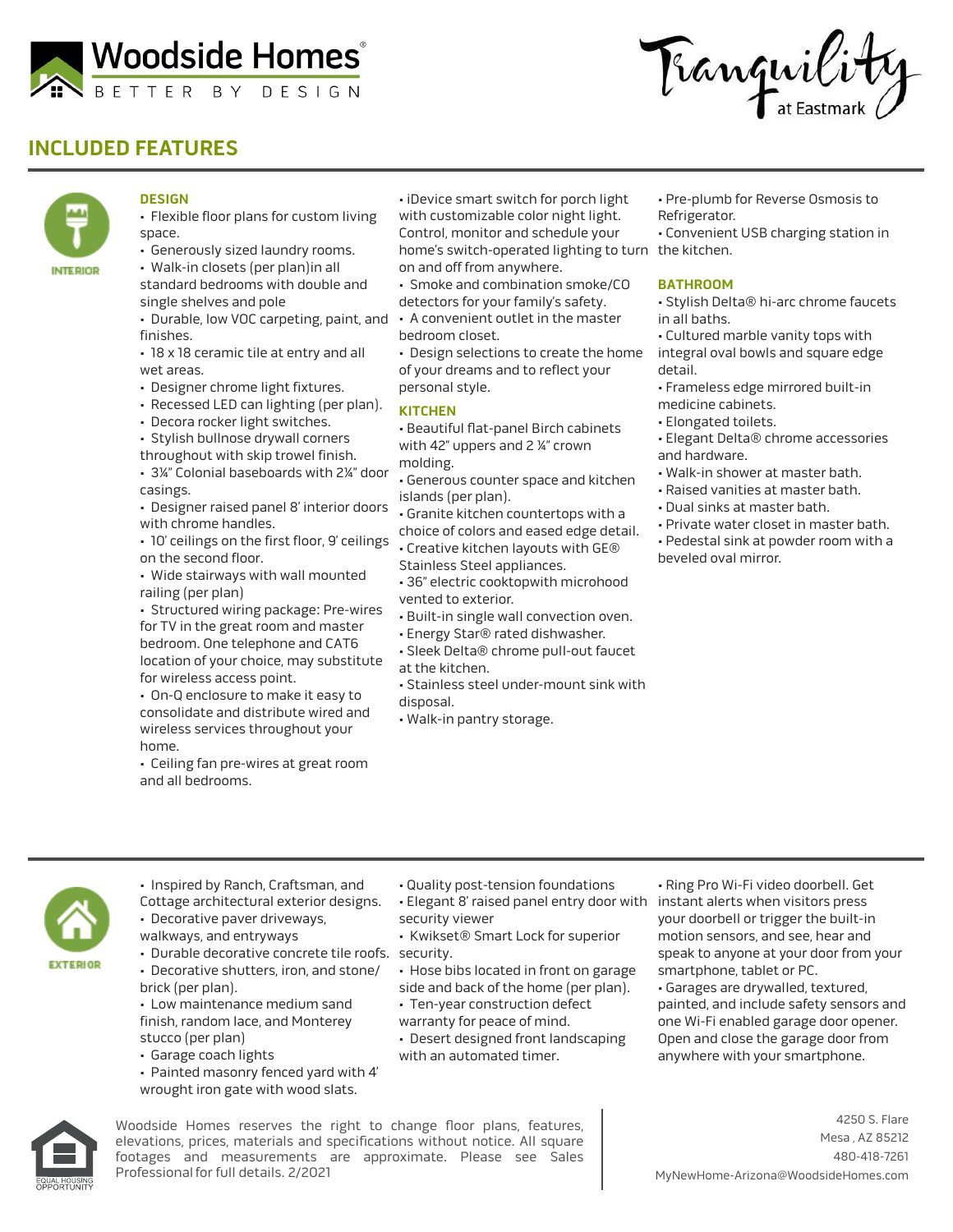Woodside Homes®

BETTER BY DESIGN

Tranquility at Eastmark

## INCLUDED FEATURES

INTERIOR

### DESIGN

- Flexible floor plans for custom living space.
- Generously sized laundry rooms.
- Walk-in closets (per plan)in all standard bedrooms with double and single shelves and pole
- Durable, low VOC carpeting, paint, and finishes.
- 18 x 18 ceramic tile at entry and all wet areas.
- Designer chrome light fixtures.
- Recessed LED can lighting (per plan).
- Decora rocker light switches.
- Stylish bullnose drywall corners throughout with skip trowel finish.
- 3¼" Colonial baseboards with 2¼" door casings.
- Designer raised panel 8' interior doors with chrome handles.
- 10' ceilings on the first floor, 9' ceilings on the second floor.
- Wide stairways with wall mounted railing (per plan)
- Structured wiring package: Pre-wires for TV in the great room and master bedroom. One telephone and CAT6 location of your choice, may substitute for wireless access point.
- On-Q enclosure to make it easy to consolidate and distribute wired and wireless services throughout your home.
- Ceiling fan pre-wires at great room and all bedrooms.
- iDevice smart switch for porch light with customizable color night light. Control, monitor and schedule your home's switch-operated lighting to turn on and off from anywhere.
- Smoke and combination smoke/CO detectors for your family's safety.
- A convenient outlet in the master bedroom closet.
- Design selections to create the home of your dreams and to reflect your personal style.

### KITCHEN

- Beautiful flat-panel Birch cabinets with 42" uppers and 2 ¼" crown molding.
- Generous counter space and kitchen islands (per plan).
- Granite kitchen countertops with a choice of colors and eased edge detail.
- Creative kitchen layouts with GE® Stainless Steel appliances.
- 36" electric cooktopwith microhood vented to exterior.
- Built-in single wall convection oven.
- Energy Star® rated dishwasher.
- Sleek Delta® chrome pull-out faucet at the kitchen.
- Stainless steel under-mount sink with disposal.
- Walk-in pantry storage.
- Pre-plumb for Reverse Osmosis to Refrigerator.
- Convenient USB charging station in the kitchen.

### BATHROOM

- Stylish Delta® hi-arc chrome faucets in all baths.
- Cultured marble vanity tops with integral oval bowls and square edge detail.
- Frameless edge mirrored built-in medicine cabinets.
- Elongated toilets.
- Elegant Delta® chrome accessories and hardware.
- Walk-in shower at master bath.
- Raised vanities at master bath.
- Dual sinks at master bath.
- Private water closet in master bath.
- Pedestal sink at powder room with a beveled oval mirror.

EXTERIOR

- Inspired by Ranch, Craftsman, and Cottage architectural exterior designs.
- Decorative paver driveways, walkways, and entryways
- Durable decorative concrete tile roofs.
- Decorative shutters, iron, and stone/ brick (per plan).
- Low maintenance medium sand finish, random lace, and Monterey stucco (per plan)
- Garage coach lights
- Painted masonry fenced yard with 4' wrought iron gate with wood slats.
- Quality post-tension foundations
- Elegant 8' raised panel entry door with security viewer
- Kwikset® Smart Lock for superior security.
- Hose bibs located in front on garage side and back of the home (per plan).
- Ten-year construction defect warranty for peace of mind.
- Desert designed front landscaping with an automated timer.
- Ring Pro Wi-Fi video doorbell. Get instant alerts when visitors press your doorbell or trigger the built-in motion sensors, and see, hear and speak to anyone at your door from your smartphone, tablet or PC.
- Garages are drywalled, textured, painted, and include safety sensors and one Wi-Fi enabled garage door opener. Open and close the garage door from anywhere with your smartphone.

EQUAL HOUSING OPPORTUNITY

Woodside Homes reserves the right to change floor plans, features, elevations, prices, materials and specifications without notice. All square footages and measurements are approximate. Please see Sales Professional for full details. 2/2021

4250 S. Flare
Mesa , AZ 85212
480-418-7261
MyNewHome-Arizona@WoodsideHomes.com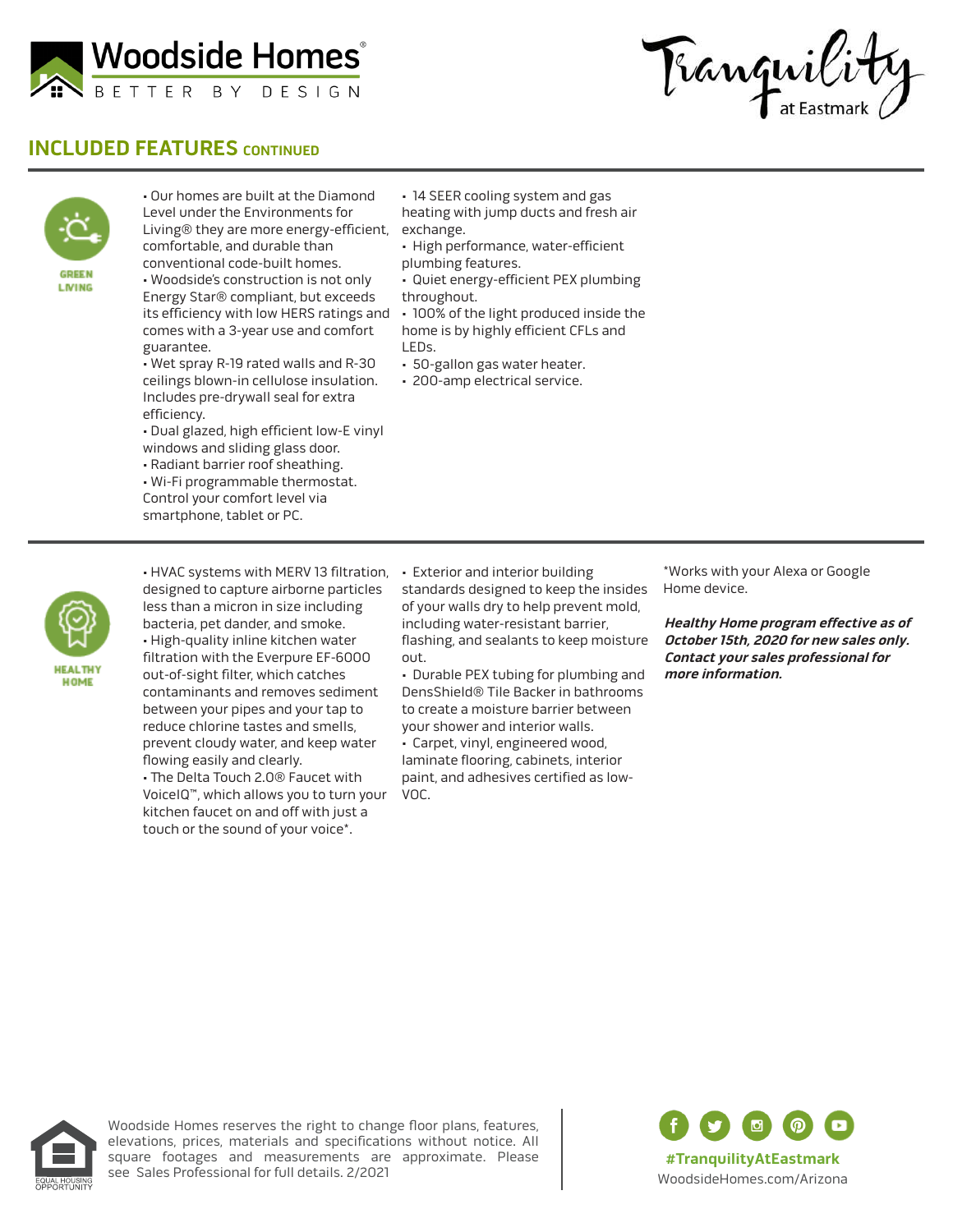Woodside Homes
BETTER BY DESIGN

Tranquility at Eastmark

## INCLUDED FEATURES CONTINUED

GREEN LIVING

- Our homes are built at the Diamond Level under the Environments for Living® they are more energy-efficient, comfortable, and durable than conventional code-built homes.
- Woodside's construction is not only Energy Star® compliant, but exceeds its efficiency with low HERS ratings and comes with a 3-year use and comfort guarantee.
- Wet spray R-19 rated walls and R-30 ceilings blown-in cellulose insulation. Includes pre-drywall seal for extra efficiency.
- Dual glazed, high efficient low-E vinyl windows and sliding glass door.
- Radiant barrier roof sheathing.
- Wi-Fi programmable thermostat. Control your comfort level via smartphone, tablet or PC.
- 14 SEER cooling system and gas heating with jump ducts and fresh air exchange.
- High performance, water-efficient plumbing features.
- Quiet energy-efficient PEX plumbing throughout.
- 100% of the light produced inside the home is by highly efficient CFLs and LEDs.
- 50-gallon gas water heater.
- 200-amp electrical service.

HEALTHY HOME

- HVAC systems with MERV 13 filtration, designed to capture airborne particles less than a micron in size including bacteria, pet dander, and smoke.
- High-quality inline kitchen water filtration with the Everpure EF-6000 out-of-sight filter, which catches contaminants and removes sediment between your pipes and your tap to reduce chlorine tastes and smells, prevent cloudy water, and keep water flowing easily and clearly.
- The Delta Touch 2.0® Faucet with VoiceIQ™, which allows you to turn your kitchen faucet on and off with just a touch or the sound of your voice*.
- Exterior and interior building standards designed to keep the insides of your walls dry to help prevent mold, including water-resistant barrier, flashing, and sealants to keep moisture out.
- Durable PEX tubing for plumbing and DensShield® Tile Backer in bathrooms to create a moisture barrier between your shower and interior walls.
- Carpet, vinyl, engineered wood, laminate flooring, cabinets, interior paint, and adhesives certified as low-VOC.

*Works with your Alexa or Google Home device.

***Healthy Home program effective as of October 15th, 2020 for new sales only. Contact your sales professional for more information.***

EQUAL HOUSING OPPORTUNITY

Woodside Homes reserves the right to change floor plans, features, elevations, prices, materials and specifications without notice. All square footages and measurements are approximate. Please see Sales Professional for full details. 2/2021

#TranquilityAtEastmark
WoodsideHomes.com/Arizona